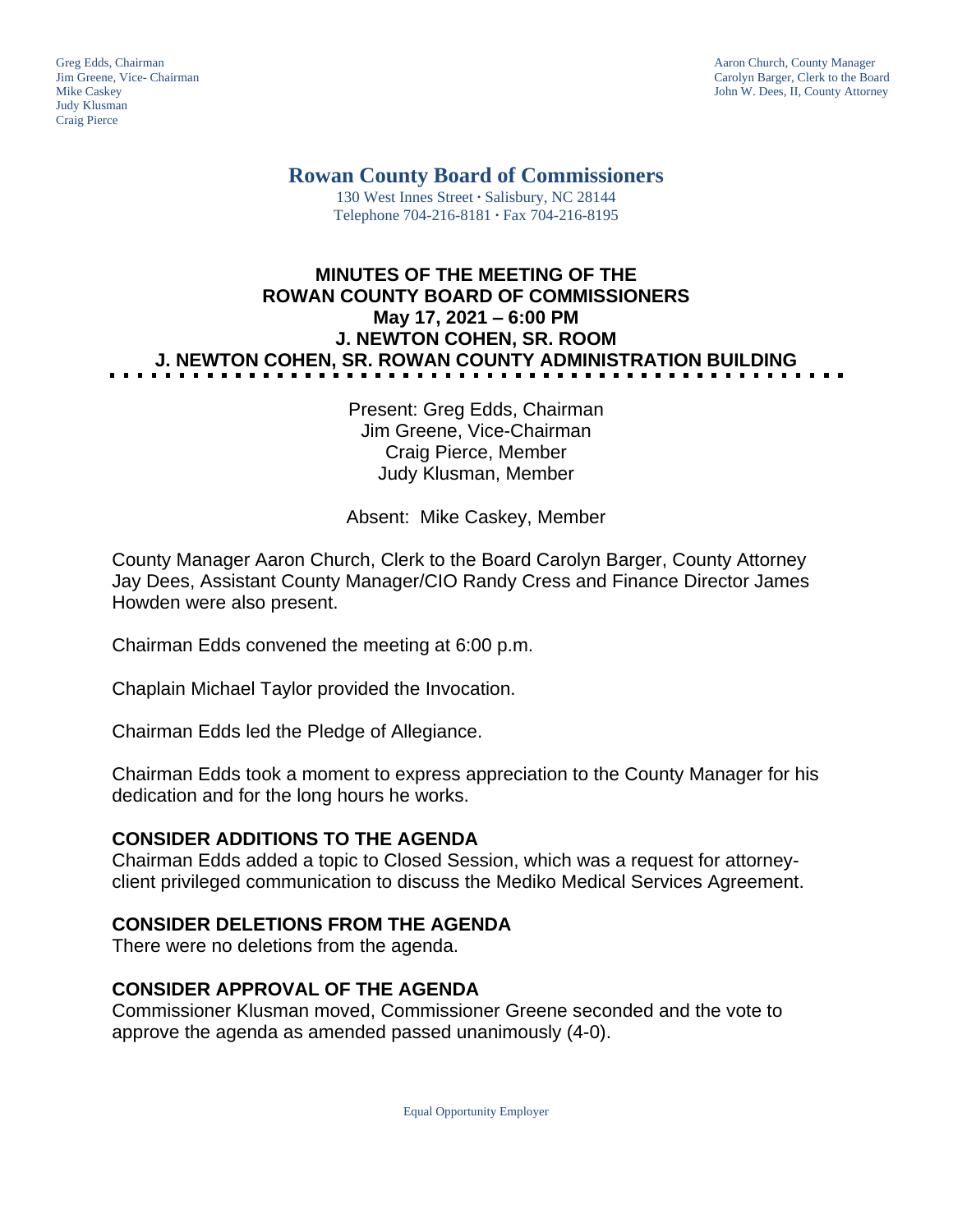Greg Edds, Chairman
Jim Greene, Vice- Chairman
Mike Caskey
Judy Klusman
Craig Pierce

Aaron Church, County Manager
Carolyn Barger, Clerk to the Board
John W. Dees, II, County Attorney

# Rowan County Board of Commissioners

130 West Innes Street · Salisbury, NC 28144
Telephone 704-216-8181 · Fax 704-216-8195

## MINUTES OF THE MEETING OF THE ROWAN COUNTY BOARD OF COMMISSIONERS
## May 17, 2021 – 6:00 PM
## J. NEWTON COHEN, SR. ROOM
## J. NEWTON COHEN, SR. ROWAN COUNTY ADMINISTRATION BUILDING

Present: Greg Edds, Chairman
Jim Greene, Vice-Chairman
Craig Pierce, Member
Judy Klusman, Member

Absent: Mike Caskey, Member

County Manager Aaron Church, Clerk to the Board Carolyn Barger, County Attorney Jay Dees, Assistant County Manager/CIO Randy Cress and Finance Director James Howden were also present.

Chairman Edds convened the meeting at 6:00 p.m.

Chaplain Michael Taylor provided the Invocation.

Chairman Edds led the Pledge of Allegiance.

Chairman Edds took a moment to express appreciation to the County Manager for his dedication and for the long hours he works.

### CONSIDER ADDITIONS TO THE AGENDA

Chairman Edds added a topic to Closed Session, which was a request for attorney-client privileged communication to discuss the Mediko Medical Services Agreement.

### CONSIDER DELETIONS FROM THE AGENDA

There were no deletions from the agenda.

### CONSIDER APPROVAL OF THE AGENDA

Commissioner Klusman moved, Commissioner Greene seconded and the vote to approve the agenda as amended passed unanimously (4-0).

Equal Opportunity Employer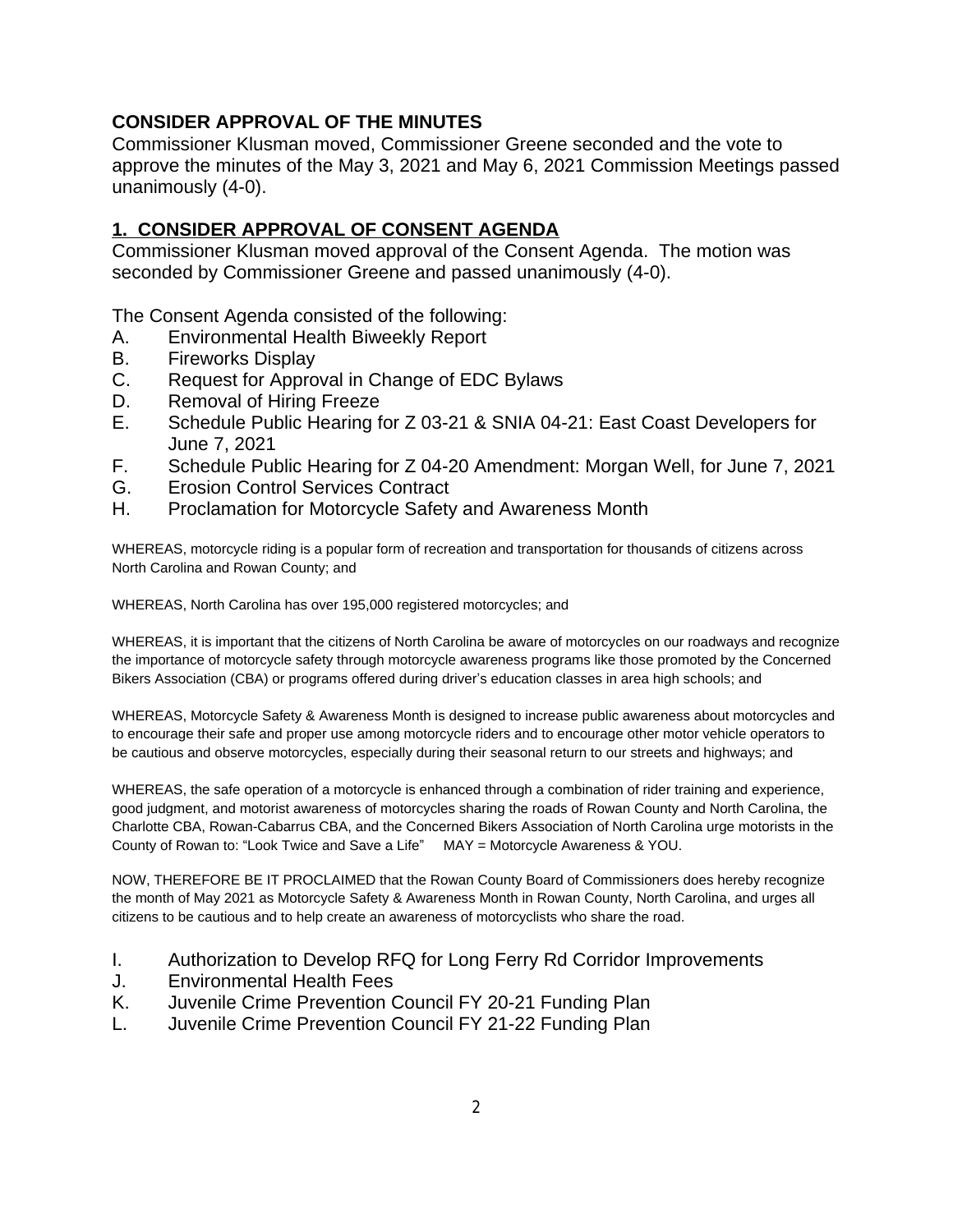**CONSIDER APPROVAL OF THE MINUTES**

Commissioner Klusman moved, Commissioner Greene seconded and the vote to approve the minutes of the May 3, 2021 and May 6, 2021 Commission Meetings passed unanimously (4-0).

**1. CONSIDER APPROVAL OF CONSENT AGENDA**

Commissioner Klusman moved approval of the Consent Agenda. The motion was seconded by Commissioner Greene and passed unanimously (4-0).

The Consent Agenda consisted of the following:

A. Environmental Health Biweekly Report
B. Fireworks Display
C. Request for Approval in Change of EDC Bylaws
D. Removal of Hiring Freeze
E. Schedule Public Hearing for Z 03-21 & SNIA 04-21: East Coast Developers for June 7, 2021
F. Schedule Public Hearing for Z 04-20 Amendment: Morgan Well, for June 7, 2021
G. Erosion Control Services Contract
H. Proclamation for Motorcycle Safety and Awareness Month

WHEREAS, motorcycle riding is a popular form of recreation and transportation for thousands of citizens across North Carolina and Rowan County; and

WHEREAS, North Carolina has over 195,000 registered motorcycles; and

WHEREAS, it is important that the citizens of North Carolina be aware of motorcycles on our roadways and recognize the importance of motorcycle safety through motorcycle awareness programs like those promoted by the Concerned Bikers Association (CBA) or programs offered during driver's education classes in area high schools; and

WHEREAS, Motorcycle Safety & Awareness Month is designed to increase public awareness about motorcycles and to encourage their safe and proper use among motorcycle riders and to encourage other motor vehicle operators to be cautious and observe motorcycles, especially during their seasonal return to our streets and highways; and

WHEREAS, the safe operation of a motorcycle is enhanced through a combination of rider training and experience, good judgment, and motorist awareness of motorcycles sharing the roads of Rowan County and North Carolina, the Charlotte CBA, Rowan-Cabarrus CBA, and the Concerned Bikers Association of North Carolina urge motorists in the County of Rowan to: "Look Twice and Save a Life" MAY = Motorcycle Awareness & YOU.

NOW, THEREFORE BE IT PROCLAIMED that the Rowan County Board of Commissioners does hereby recognize the month of May 2021 as Motorcycle Safety & Awareness Month in Rowan County, North Carolina, and urges all citizens to be cautious and to help create an awareness of motorcyclists who share the road.

I. Authorization to Develop RFQ for Long Ferry Rd Corridor Improvements
J. Environmental Health Fees
K. Juvenile Crime Prevention Council FY 20-21 Funding Plan
L. Juvenile Crime Prevention Council FY 21-22 Funding Plan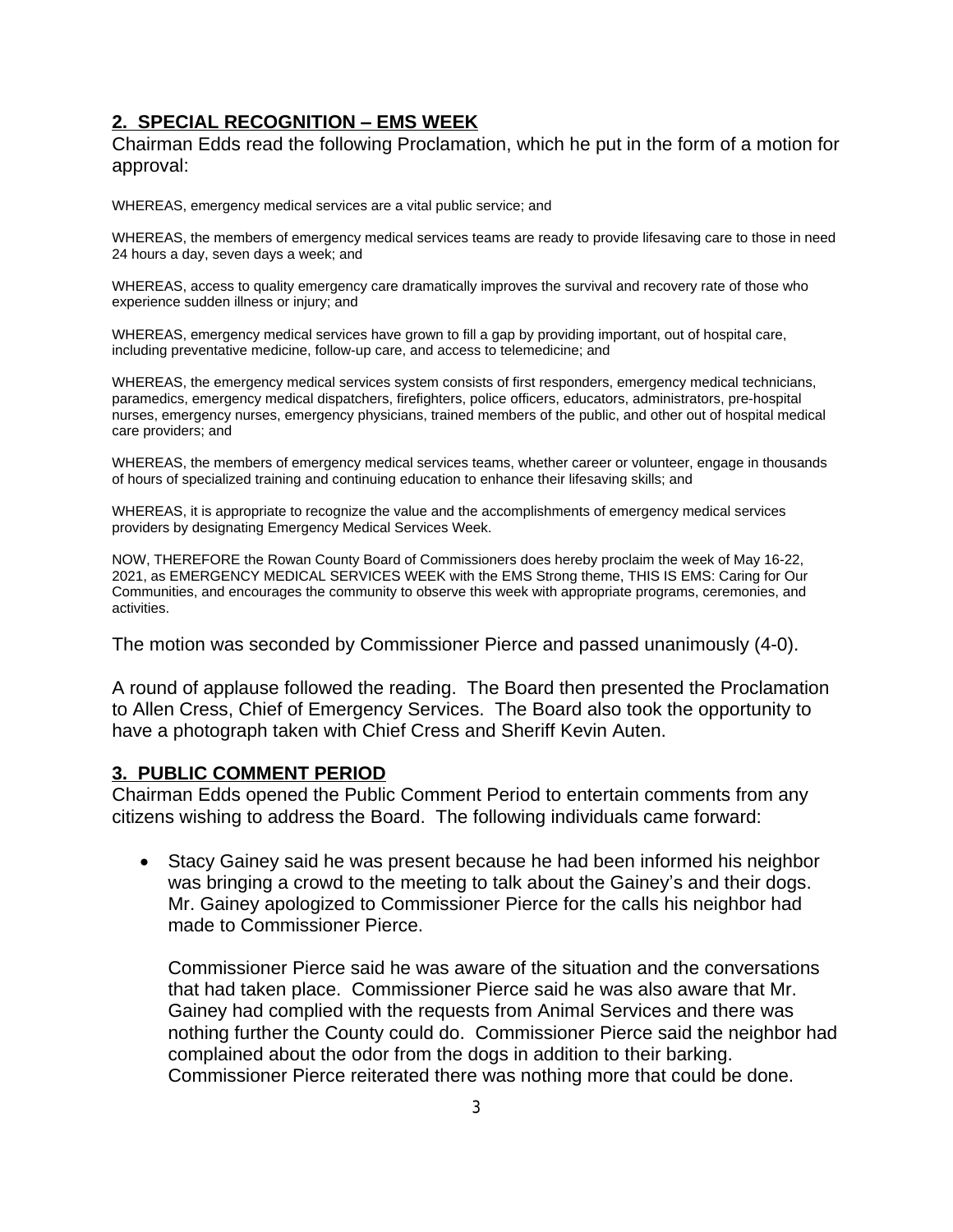## 2. SPECIAL RECOGNITION – EMS WEEK

Chairman Edds read the following Proclamation, which he put in the form of a motion for approval:

WHEREAS, emergency medical services are a vital public service; and

WHEREAS, the members of emergency medical services teams are ready to provide lifesaving care to those in need 24 hours a day, seven days a week; and

WHEREAS, access to quality emergency care dramatically improves the survival and recovery rate of those who experience sudden illness or injury; and

WHEREAS, emergency medical services have grown to fill a gap by providing important, out of hospital care, including preventative medicine, follow-up care, and access to telemedicine; and

WHEREAS, the emergency medical services system consists of first responders, emergency medical technicians, paramedics, emergency medical dispatchers, firefighters, police officers, educators, administrators, pre-hospital nurses, emergency nurses, emergency physicians, trained members of the public, and other out of hospital medical care providers; and

WHEREAS, the members of emergency medical services teams, whether career or volunteer, engage in thousands of hours of specialized training and continuing education to enhance their lifesaving skills; and

WHEREAS, it is appropriate to recognize the value and the accomplishments of emergency medical services providers by designating Emergency Medical Services Week.

NOW, THEREFORE the Rowan County Board of Commissioners does hereby proclaim the week of May 16-22, 2021, as EMERGENCY MEDICAL SERVICES WEEK with the EMS Strong theme, THIS IS EMS: Caring for Our Communities, and encourages the community to observe this week with appropriate programs, ceremonies, and activities.

The motion was seconded by Commissioner Pierce and passed unanimously (4-0).

A round of applause followed the reading. The Board then presented the Proclamation to Allen Cress, Chief of Emergency Services. The Board also took the opportunity to have a photograph taken with Chief Cress and Sheriff Kevin Auten.

## 3. PUBLIC COMMENT PERIOD

Chairman Edds opened the Public Comment Period to entertain comments from any citizens wishing to address the Board. The following individuals came forward:

- Stacy Gainey said he was present because he had been informed his neighbor was bringing a crowd to the meeting to talk about the Gainey's and their dogs. Mr. Gainey apologized to Commissioner Pierce for the calls his neighbor had made to Commissioner Pierce.

  Commissioner Pierce said he was aware of the situation and the conversations that had taken place. Commissioner Pierce said he was also aware that Mr. Gainey had complied with the requests from Animal Services and there was nothing further the County could do. Commissioner Pierce said the neighbor had complained about the odor from the dogs in addition to their barking. Commissioner Pierce reiterated there was nothing more that could be done.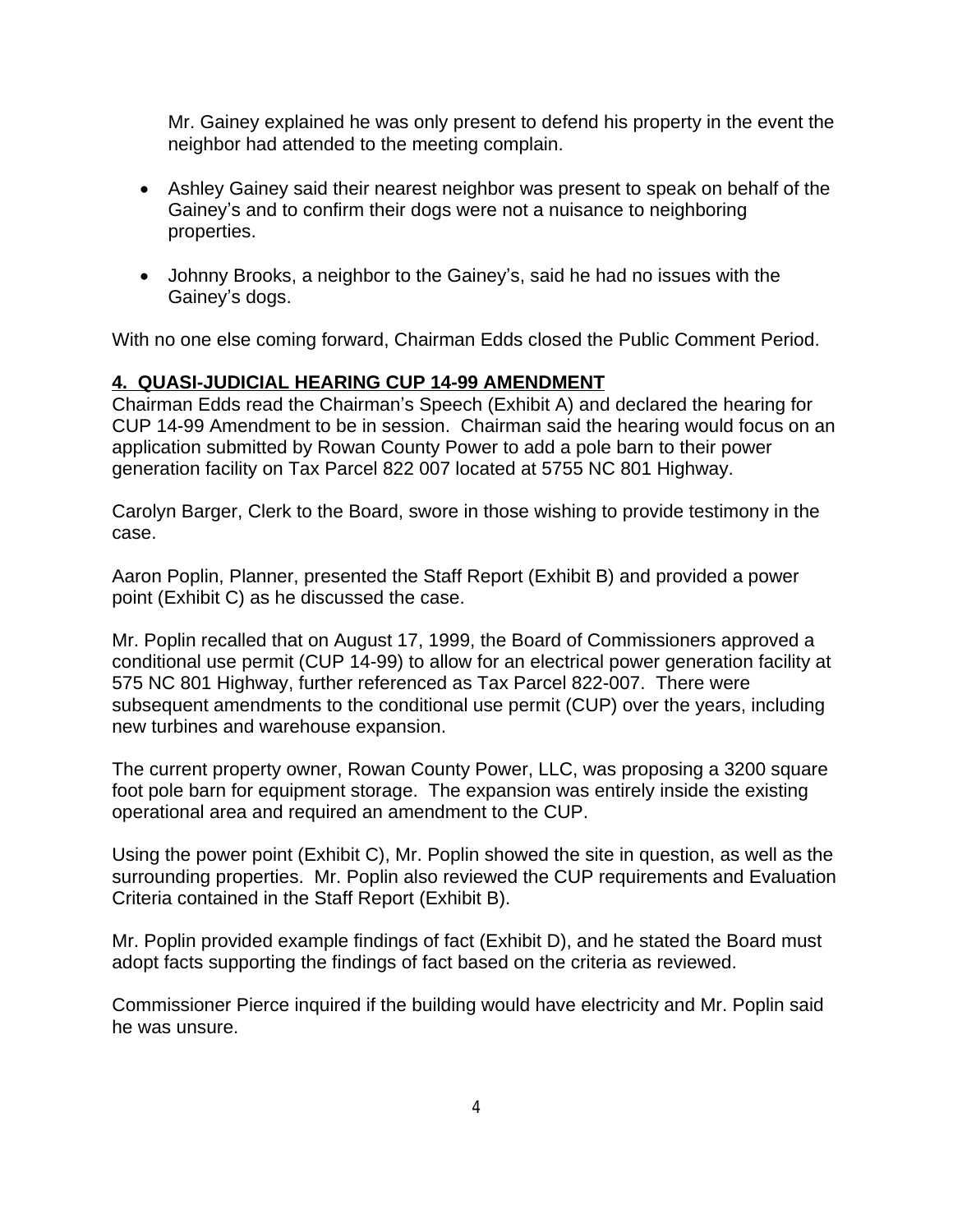Mr. Gainey explained he was only present to defend his property in the event the neighbor had attended to the meeting complain.

- Ashley Gainey said their nearest neighbor was present to speak on behalf of the Gainey's and to confirm their dogs were not a nuisance to neighboring properties.

- Johnny Brooks, a neighbor to the Gainey's, said he had no issues with the Gainey's dogs.

With no one else coming forward, Chairman Edds closed the Public Comment Period.

**4. QUASI-JUDICIAL HEARING CUP 14-99 AMENDMENT**

Chairman Edds read the Chairman's Speech (Exhibit A) and declared the hearing for CUP 14-99 Amendment to be in session. Chairman said the hearing would focus on an application submitted by Rowan County Power to add a pole barn to their power generation facility on Tax Parcel 822 007 located at 5755 NC 801 Highway.

Carolyn Barger, Clerk to the Board, swore in those wishing to provide testimony in the case.

Aaron Poplin, Planner, presented the Staff Report (Exhibit B) and provided a power point (Exhibit C) as he discussed the case.

Mr. Poplin recalled that on August 17, 1999, the Board of Commissioners approved a conditional use permit (CUP 14-99) to allow for an electrical power generation facility at 575 NC 801 Highway, further referenced as Tax Parcel 822-007. There were subsequent amendments to the conditional use permit (CUP) over the years, including new turbines and warehouse expansion.

The current property owner, Rowan County Power, LLC, was proposing a 3200 square foot pole barn for equipment storage. The expansion was entirely inside the existing operational area and required an amendment to the CUP.

Using the power point (Exhibit C), Mr. Poplin showed the site in question, as well as the surrounding properties. Mr. Poplin also reviewed the CUP requirements and Evaluation Criteria contained in the Staff Report (Exhibit B).

Mr. Poplin provided example findings of fact (Exhibit D), and he stated the Board must adopt facts supporting the findings of fact based on the criteria as reviewed.

Commissioner Pierce inquired if the building would have electricity and Mr. Poplin said he was unsure.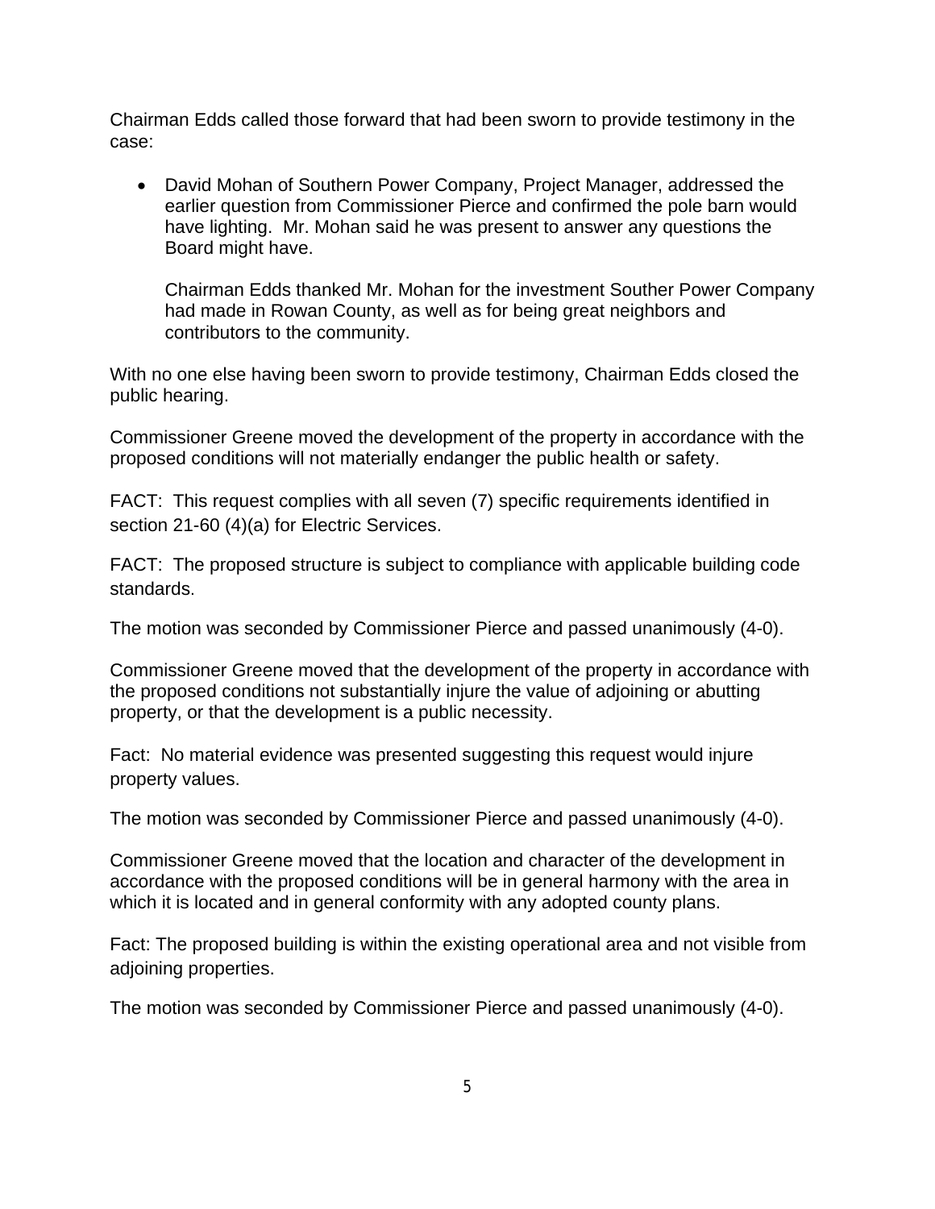Chairman Edds called those forward that had been sworn to provide testimony in the case:

- David Mohan of Southern Power Company, Project Manager, addressed the earlier question from Commissioner Pierce and confirmed the pole barn would have lighting. Mr. Mohan said he was present to answer any questions the Board might have.

  Chairman Edds thanked Mr. Mohan for the investment Souther Power Company had made in Rowan County, as well as for being great neighbors and contributors to the community.

With no one else having been sworn to provide testimony, Chairman Edds closed the public hearing.

Commissioner Greene moved the development of the property in accordance with the proposed conditions will not materially endanger the public health or safety.

FACT: This request complies with all seven (7) specific requirements identified in section 21-60 (4)(a) for Electric Services.

FACT: The proposed structure is subject to compliance with applicable building code standards.

The motion was seconded by Commissioner Pierce and passed unanimously (4-0).

Commissioner Greene moved that the development of the property in accordance with the proposed conditions not substantially injure the value of adjoining or abutting property, or that the development is a public necessity.

Fact: No material evidence was presented suggesting this request would injure property values.

The motion was seconded by Commissioner Pierce and passed unanimously (4-0).

Commissioner Greene moved that the location and character of the development in accordance with the proposed conditions will be in general harmony with the area in which it is located and in general conformity with any adopted county plans.

Fact: The proposed building is within the existing operational area and not visible from adjoining properties.

The motion was seconded by Commissioner Pierce and passed unanimously (4-0).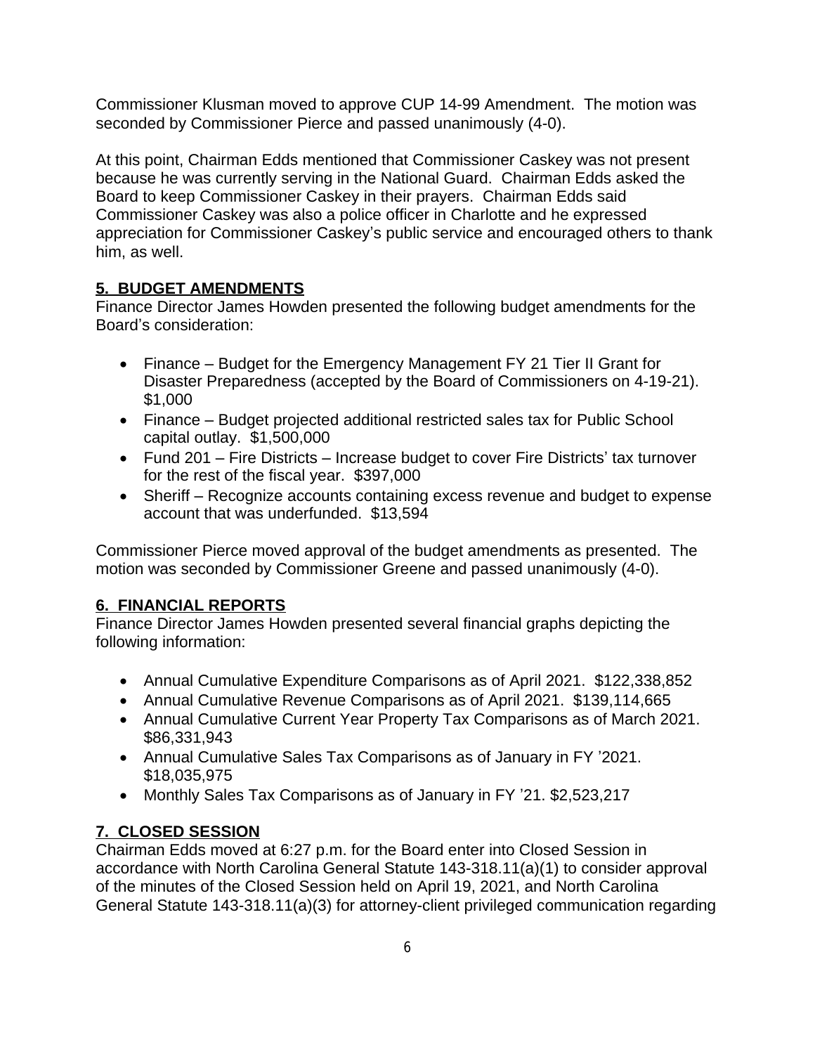Commissioner Klusman moved to approve CUP 14-99 Amendment. The motion was seconded by Commissioner Pierce and passed unanimously (4-0).

At this point, Chairman Edds mentioned that Commissioner Caskey was not present because he was currently serving in the National Guard. Chairman Edds asked the Board to keep Commissioner Caskey in their prayers. Chairman Edds said Commissioner Caskey was also a police officer in Charlotte and he expressed appreciation for Commissioner Caskey's public service and encouraged others to thank him, as well.

## 5. BUDGET AMENDMENTS

Finance Director James Howden presented the following budget amendments for the Board's consideration:

- Finance – Budget for the Emergency Management FY 21 Tier II Grant for Disaster Preparedness (accepted by the Board of Commissioners on 4-19-21). $1,000
- Finance – Budget projected additional restricted sales tax for Public School capital outlay. $1,500,000
- Fund 201 – Fire Districts – Increase budget to cover Fire Districts' tax turnover for the rest of the fiscal year. $397,000
- Sheriff – Recognize accounts containing excess revenue and budget to expense account that was underfunded. $13,594

Commissioner Pierce moved approval of the budget amendments as presented. The motion was seconded by Commissioner Greene and passed unanimously (4-0).

## 6. FINANCIAL REPORTS

Finance Director James Howden presented several financial graphs depicting the following information:

- Annual Cumulative Expenditure Comparisons as of April 2021. $122,338,852
- Annual Cumulative Revenue Comparisons as of April 2021. $139,114,665
- Annual Cumulative Current Year Property Tax Comparisons as of March 2021. $86,331,943
- Annual Cumulative Sales Tax Comparisons as of January in FY '2021. $18,035,975
- Monthly Sales Tax Comparisons as of January in FY '21. $2,523,217

## 7. CLOSED SESSION

Chairman Edds moved at 6:27 p.m. for the Board enter into Closed Session in accordance with North Carolina General Statute 143-318.11(a)(1) to consider approval of the minutes of the Closed Session held on April 19, 2021, and North Carolina General Statute 143-318.11(a)(3) for attorney-client privileged communication regarding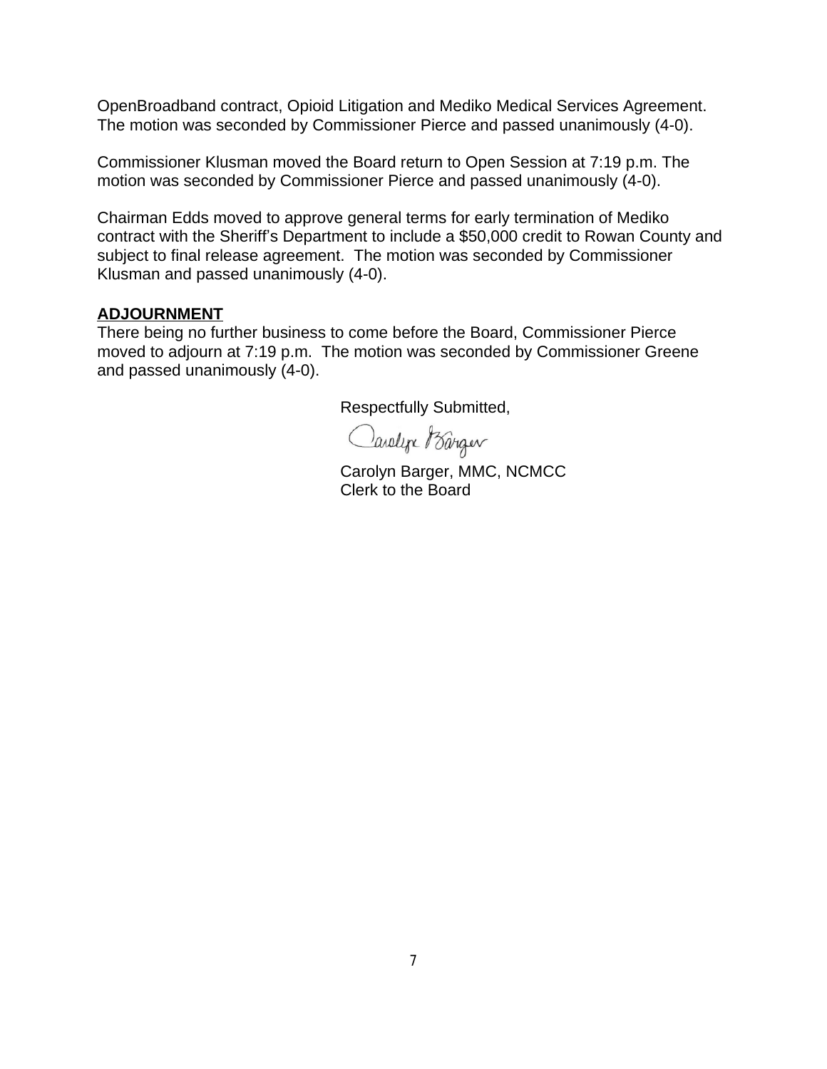OpenBroadband contract, Opioid Litigation and Mediko Medical Services Agreement. The motion was seconded by Commissioner Pierce and passed unanimously (4-0).

Commissioner Klusman moved the Board return to Open Session at 7:19 p.m. The motion was seconded by Commissioner Pierce and passed unanimously (4-0).

Chairman Edds moved to approve general terms for early termination of Mediko contract with the Sheriff's Department to include a $50,000 credit to Rowan County and subject to final release agreement. The motion was seconded by Commissioner Klusman and passed unanimously (4-0).

**ADJOURNMENT**

There being no further business to come before the Board, Commissioner Pierce moved to adjourn at 7:19 p.m. The motion was seconded by Commissioner Greene and passed unanimously (4-0).

Respectfully Submitted,

Carolyn Barger

Carolyn Barger, MMC, NCMCC
Clerk to the Board